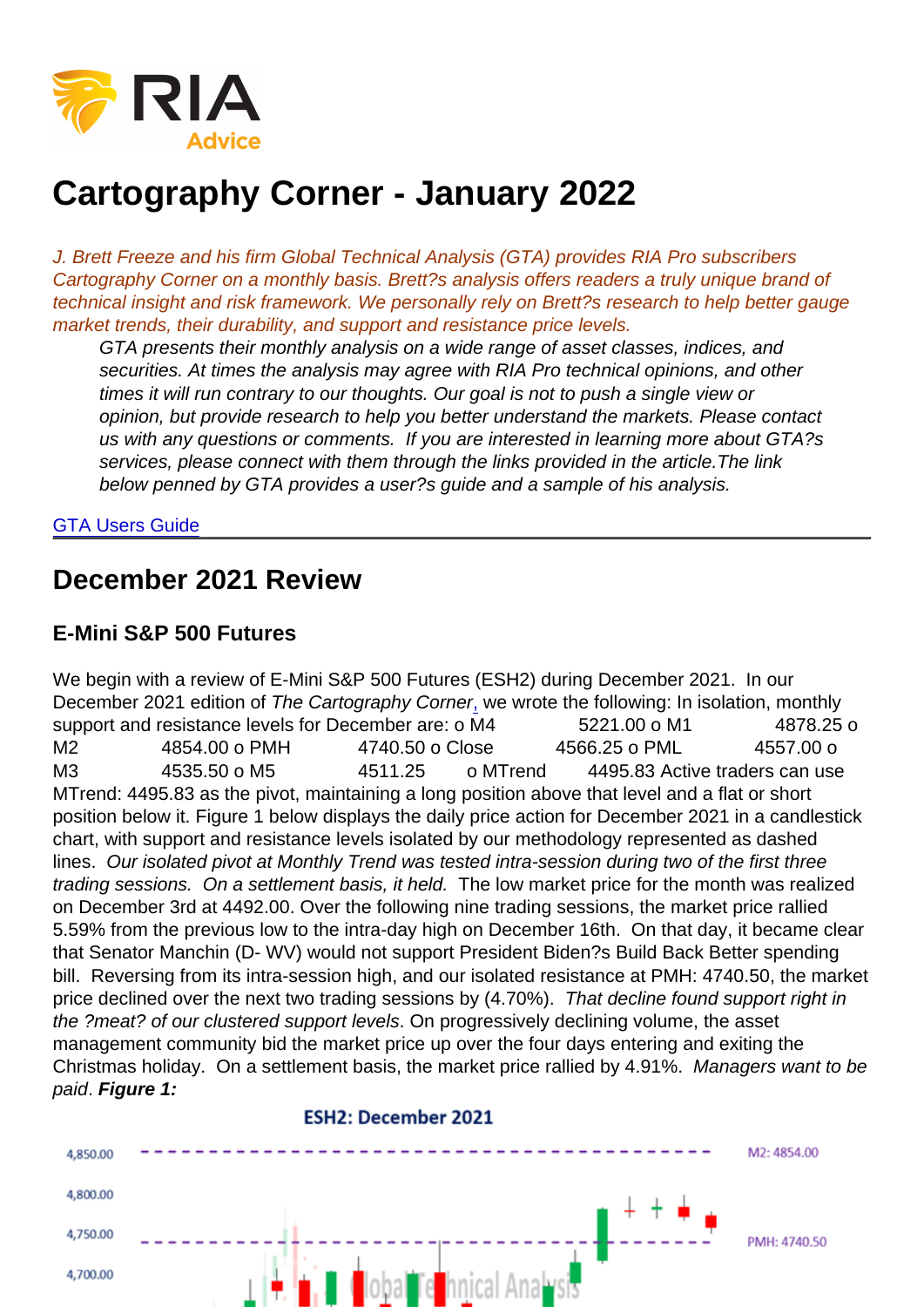# Cartography Corner - January 2022

*J. Brett Freeze and his firm Global Technical Analysis (GTA) provides RIA Pro subscribers Cartography Corner on a monthly basis. Brett?s analysis offers readers a truly unique brand of technical insight and risk framework. We personally rely on Brett?s research to help better gauge market trends, their durability, and support and resistance price levels.*

> *GTA presents their monthly analysis on a wide range of asset classes, indices, and securities. At times the analysis may agree with RIA Pro technical opinions, and other times it will run contrary to our thoughts. Our goal is not to push a single view or opinion, but provide research to help you better understand the markets. Please contact us with any questions or comments. If you are interested in learning more about GTA?s services, please connect with them through the links provided in the article.The link below penned by GTA provides a user?s guide and a sample of his analysis.*

GTA Users Guide

---

## December 2021 Review

### E-Mini S&P 500 Futures

We begin with a review of E-Mini S&P 500 Futures (ESH2) during December 2021. In our December 2021 edition of *The Cartography Corner*, we wrote the following: In isolation, monthly support and resistance levels for December are: o M4 5221.00 o M1 4878.25 o M2 4854.00 o PMH 4740.50 o Close 4566.25 o PML 4557.00 o M3 4535.50 o M5 4511.25 o MTrend 4495.83 Active traders can use MTrend: 4495.83 as the pivot, maintaining a long position above that level and a flat or short position below it. Figure 1 below displays the daily price action for December 2021 in a candlestick chart, with support and resistance levels isolated by our methodology represented as dashed lines. *Our isolated pivot at Monthly Trend was tested intra-session during two of the first three trading sessions. On a settlement basis, it held.* The low market price for the month was realized on December 3rd at 4492.00. Over the following nine trading sessions, the market price rallied 5.59% from the previous low to the intra-day high on December 16th. On that day, it became clear that Senator Manchin (D- WV) would not support President Biden?s Build Back Better spending bill. Reversing from its intra-session high, and our isolated resistance at PMH: 4740.50, the market price declined over the next two trading sessions by (4.70%). *That decline found support right in the ?meat? of our clustered support levels*. On progressively declining volume, the asset management community bid the market price up over the four days entering and exiting the Christmas holiday. On a settlement basis, the market price rallied by 4.91%. *Managers want to be paid*. ***Figure 1:***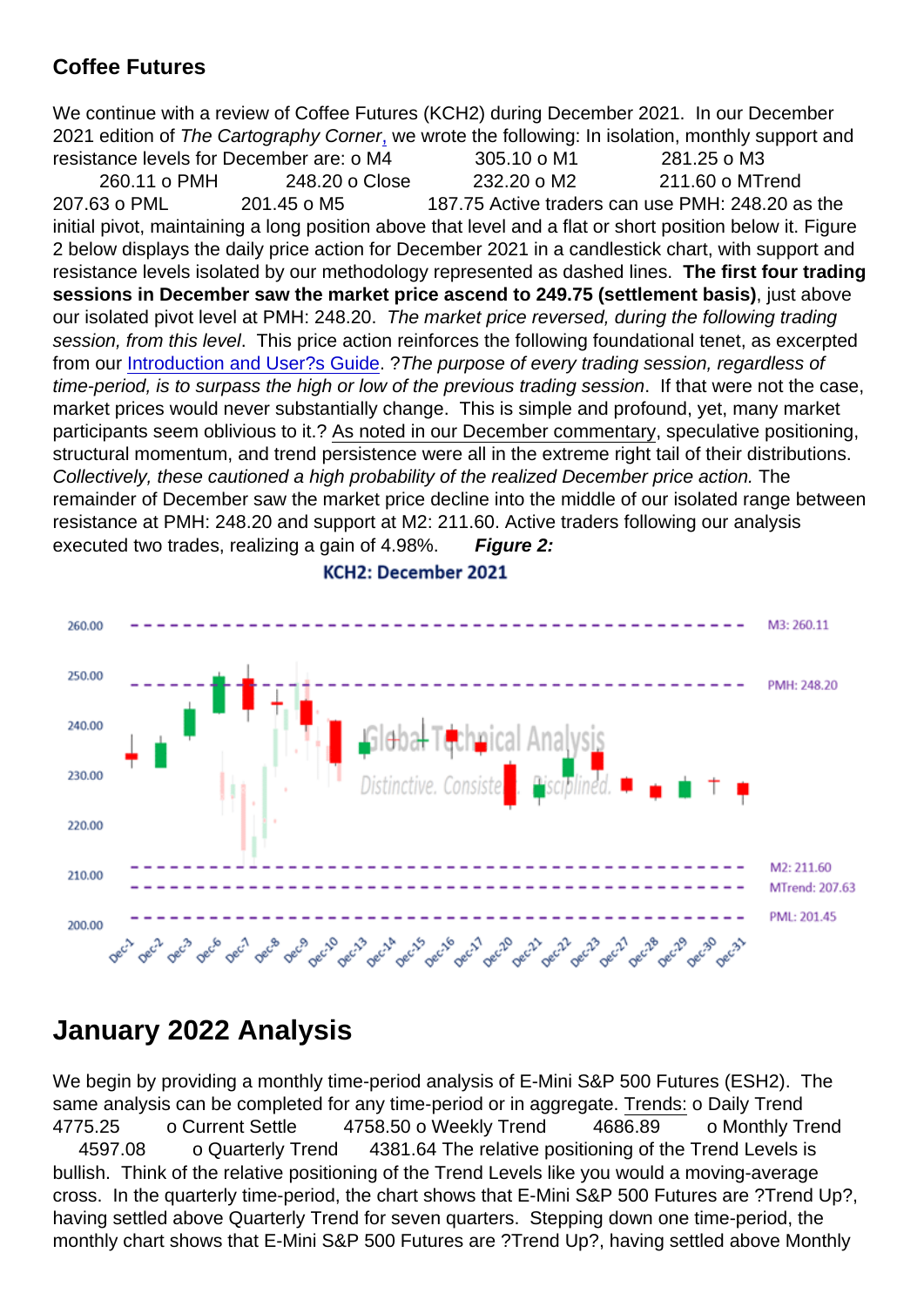### Coffee Futures

We continue with a review of Coffee Futures (KCH2) during December 2021. In our December 2021 edition of *The Cartography Corner*, we wrote the following: In isolation, monthly support and resistance levels for December are: o M4 305.10 o M1 281.25 o M3 260.11 o PMH 248.20 o Close 232.20 o M2 211.60 o MTrend 207.63 o PML 201.45 o M5 187.75 Active traders can use PMH: 248.20 as the initial pivot, maintaining a long position above that level and a flat or short position below it. Figure 2 below displays the daily price action for December 2021 in a candlestick chart, with support and resistance levels isolated by our methodology represented as dashed lines. **The first four trading sessions in December saw the market price ascend to 249.75 (settlement basis)**, just above our isolated pivot level at PMH: 248.20. *The market price reversed, during the following trading session, from this level*. This price action reinforces the following foundational tenet, as excerpted from our Introduction and User?s Guide. ?*The purpose of every trading session, regardless of time-period, is to surpass the high or low of the previous trading session*. If that were not the case, market prices would never substantially change. This is simple and profound, yet, many market participants seem oblivious to it.? As noted in our December commentary, speculative positioning, structural momentum, and trend persistence were all in the extreme right tail of their distributions. *Collectively, these cautioned a high probability of the realized December price action.* The remainder of December saw the market price decline into the middle of our isolated range between resistance at PMH: 248.20 and support at M2: 211.60. Active traders following our analysis executed two trades, realizing a gain of 4.98%. ***Figure 2:***

**KCH2: December 2021**

## January 2022 Analysis

We begin by providing a monthly time-period analysis of E-Mini S&P 500 Futures (ESH2). The same analysis can be completed for any time-period or in aggregate. Trends: o Daily Trend 4775.25 o Current Settle 4758.50 o Weekly Trend 4686.89 o Monthly Trend 4597.08 o Quarterly Trend 4381.64 The relative positioning of the Trend Levels is bullish. Think of the relative positioning of the Trend Levels like you would a moving-average cross. In the quarterly time-period, the chart shows that E-Mini S&P 500 Futures are ?Trend Up?, having settled above Quarterly Trend for seven quarters. Stepping down one time-period, the monthly chart shows that E-Mini S&P 500 Futures are ?Trend Up?, having settled above Monthly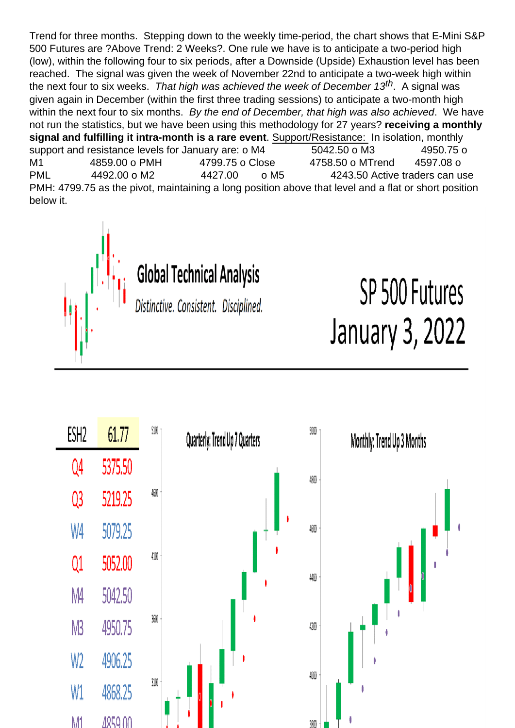Trend for three months. Stepping down to the weekly time-period, the chart shows that E-Mini S&P 500 Futures are ?Above Trend: 2 Weeks?. One rule we have is to anticipate a two-period high (low), within the following four to six periods, after a Downside (Upside) Exhaustion level has been reached. The signal was given the week of November 22nd to anticipate a two-week high within the next four to six weeks. *That high was achieved the week of December 13th*. A signal was given again in December (within the first three trading sessions) to anticipate a two-month high within the next four to six months. *By the end of December, that high was also achieved*. We have not run the statistics, but we have been using this methodology for 27 years? **receiving a monthly signal and fulfilling it intra-month is a rare event**. Support/Resistance: In isolation, monthly support and resistance levels for January are: o M4 5042.50 o M3 4950.75 o M1 4859.00 o PMH 4799.75 o Close 4758.50 o MTrend 4597.08 o PML 4492.00 o M2 4427.00 o M5 4243.50 Active traders can use PMH: 4799.75 as the pivot, maintaining a long position above that level and a flat or short position below it.

**Global Technical Analysis**

*Distinctive. Consistent. Disciplined.*

# SP 500 Futures
# January 3, 2022

| ESH2 | 61.77 |
| --- | --- |
| Q4 | 5375.50 |
| Q3 | 5219.25 |
| W4 | 5079.25 |
| Q1 | 5052.00 |
| M4 | 5042.50 |
| M3 | 4950.75 |
| W2 | 4906.25 |
| W1 | 4868.25 |
| M1 | 4859.00 |

Quarterly: Trend Up 7 Quarters

Monthly: Trend Up 3 Months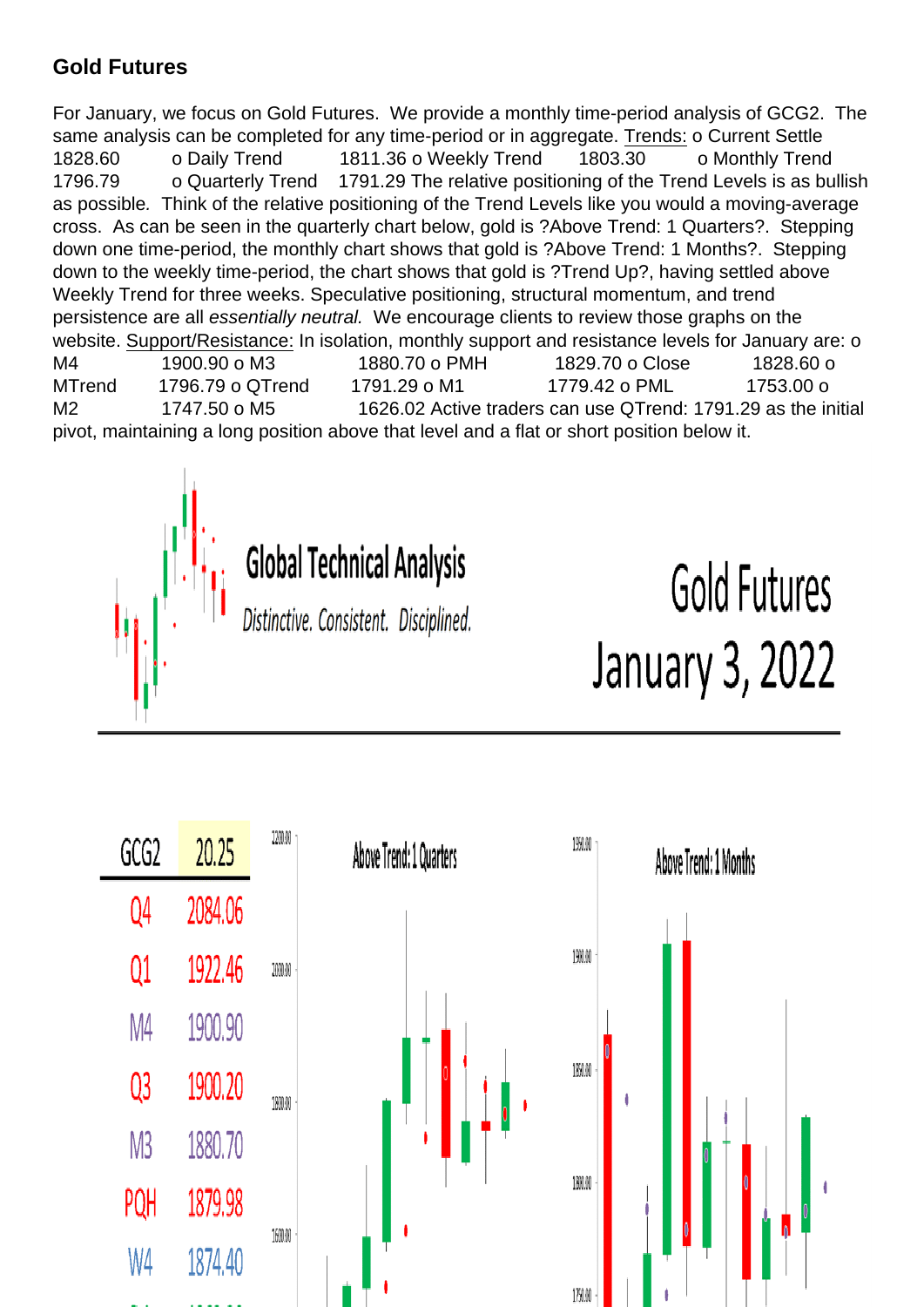## Gold Futures

For January, we focus on Gold Futures. We provide a monthly time-period analysis of GCG2. The same analysis can be completed for any time-period or in aggregate. Trends:

- Current Settle 1828.60
- Daily Trend 1811.36
- Weekly Trend 1803.30
- Monthly Trend 1796.79
- Quarterly Trend 1791.29

The relative positioning of the Trend Levels is as bullish as possible. Think of the relative positioning of the Trend Levels like you would a moving-average cross. As can be seen in the quarterly chart below, gold is ?Above Trend: 1 Quarters?. Stepping down one time-period, the monthly chart shows that gold is ?Above Trend: 1 Months?. Stepping down to the weekly time-period, the chart shows that gold is ?Trend Up?, having settled above Weekly Trend for three weeks. Speculative positioning, structural momentum, and trend persistence are all *essentially neutral*. We encourage clients to review those graphs on the website.

Support/Resistance: In isolation, monthly support and resistance levels for January are:

- M4 1900.90
- M3 1880.70
- PMH 1829.70
- Close 1828.60
- MTrend 1796.79
- QTrend 1791.29
- M1 1779.42
- PML 1753.00
- M2 1747.50
- M5 1626.02

Active traders can use QTrend: 1791.29 as the initial pivot, maintaining a long position above that level and a flat or short position below it.

Global Technical Analysis

*Distinctive. Consistent. Disciplined.*

Gold Futures

January 3, 2022

| GCG2 | 20.25 |
|---|---|
| Q4 | 2084.06 |
| Q1 | 1922.46 |
| M4 | 1900.90 |
| Q3 | 1900.20 |
| M3 | 1880.70 |
| PQH | 1879.98 |
| W4 | 1874.40 |

Above Trend: 1 Quarters

Above Trend: 1 Months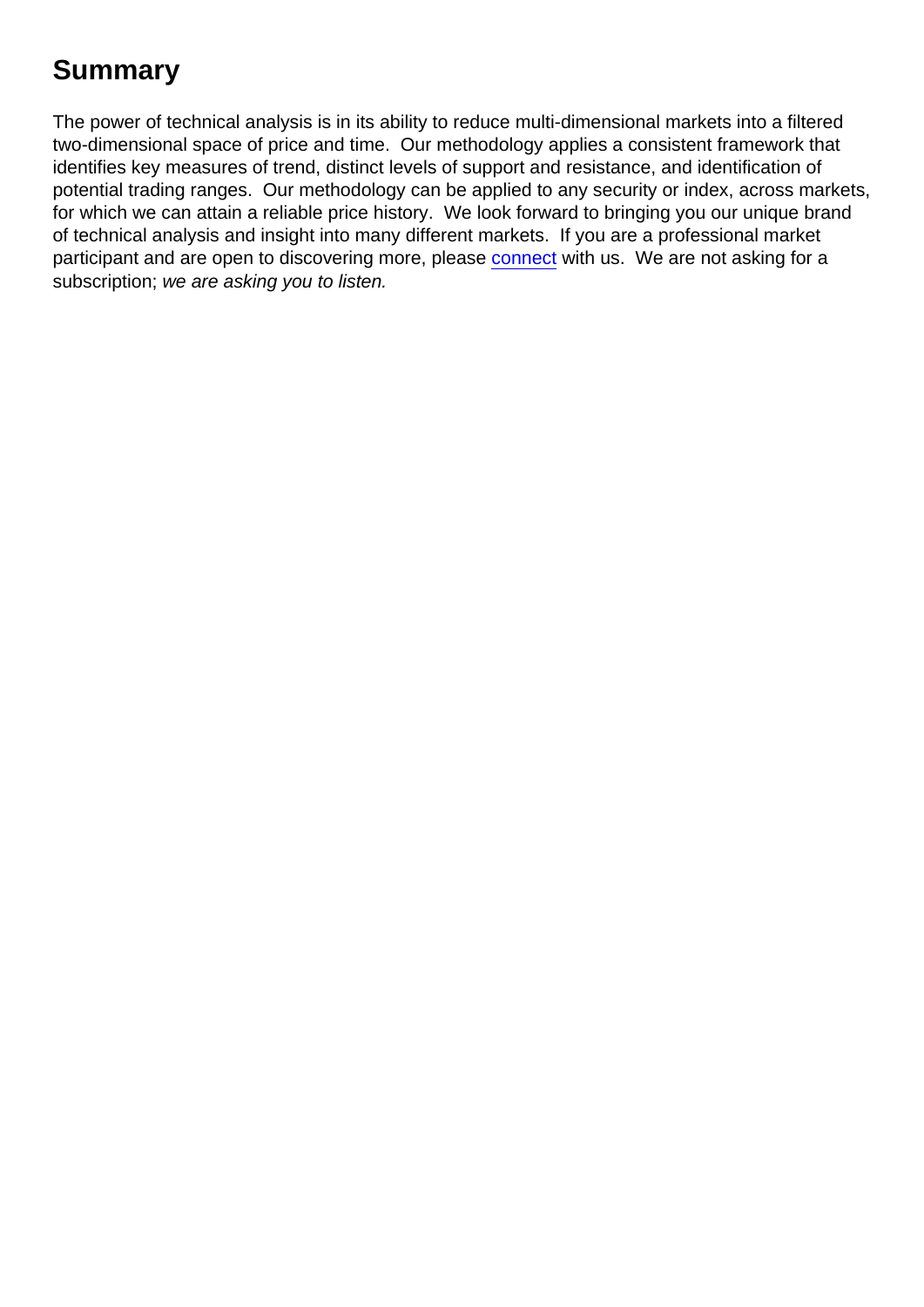## Summary

The power of technical analysis is in its ability to reduce multi-dimensional markets into a filtered two-dimensional space of price and time. Our methodology applies a consistent framework that identifies key measures of trend, distinct levels of support and resistance, and identification of potential trading ranges. Our methodology can be applied to any security or index, across markets, for which we can attain a reliable price history. We look forward to bringing you our unique brand of technical analysis and insight into many different markets. If you are a professional market participant and are open to discovering more, please connect with us. We are not asking for a subscription; *we are asking you to listen.*